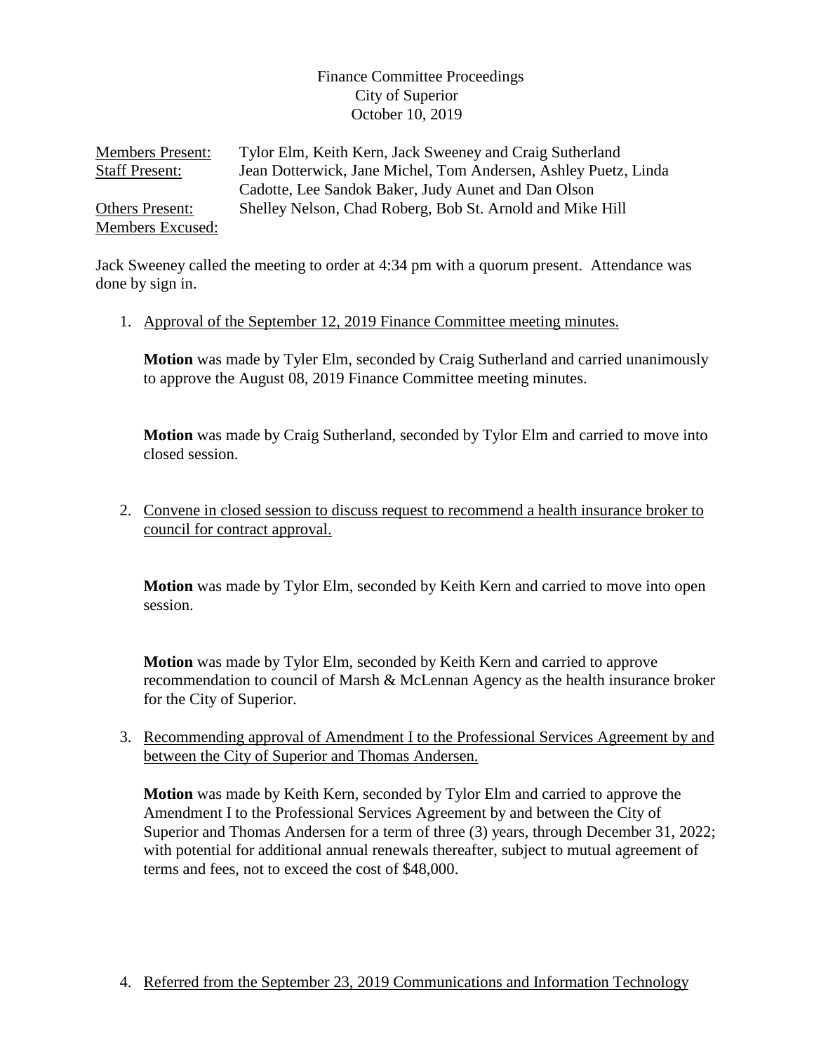Finance Committee Proceedings
City of Superior
October 10, 2019

Members Present: Tylor Elm, Keith Kern, Jack Sweeney and Craig Sutherland
Staff Present: Jean Dotterwick, Jane Michel, Tom Andersen, Ashley Puetz, Linda Cadotte, Lee Sandok Baker, Judy Aunet and Dan Olson
Others Present: Shelley Nelson, Chad Roberg, Bob St. Arnold and Mike Hill
Members Excused:

Jack Sweeney called the meeting to order at 4:34 pm with a quorum present. Attendance was done by sign in.

1. Approval of the September 12, 2019 Finance Committee meeting minutes.

   **Motion** was made by Tyler Elm, seconded by Craig Sutherland and carried unanimously to approve the August 08, 2019 Finance Committee meeting minutes.

   **Motion** was made by Craig Sutherland, seconded by Tylor Elm and carried to move into closed session.

2. Convene in closed session to discuss request to recommend a health insurance broker to council for contract approval.

   **Motion** was made by Tylor Elm, seconded by Keith Kern and carried to move into open session.

   **Motion** was made by Tylor Elm, seconded by Keith Kern and carried to approve recommendation to council of Marsh & McLennan Agency as the health insurance broker for the City of Superior.

3. Recommending approval of Amendment I to the Professional Services Agreement by and between the City of Superior and Thomas Andersen.

   **Motion** was made by Keith Kern, seconded by Tylor Elm and carried to approve the Amendment I to the Professional Services Agreement by and between the City of Superior and Thomas Andersen for a term of three (3) years, through December 31, 2022; with potential for additional annual renewals thereafter, subject to mutual agreement of terms and fees, not to exceed the cost of $48,000.

4. Referred from the September 23, 2019 Communications and Information Technology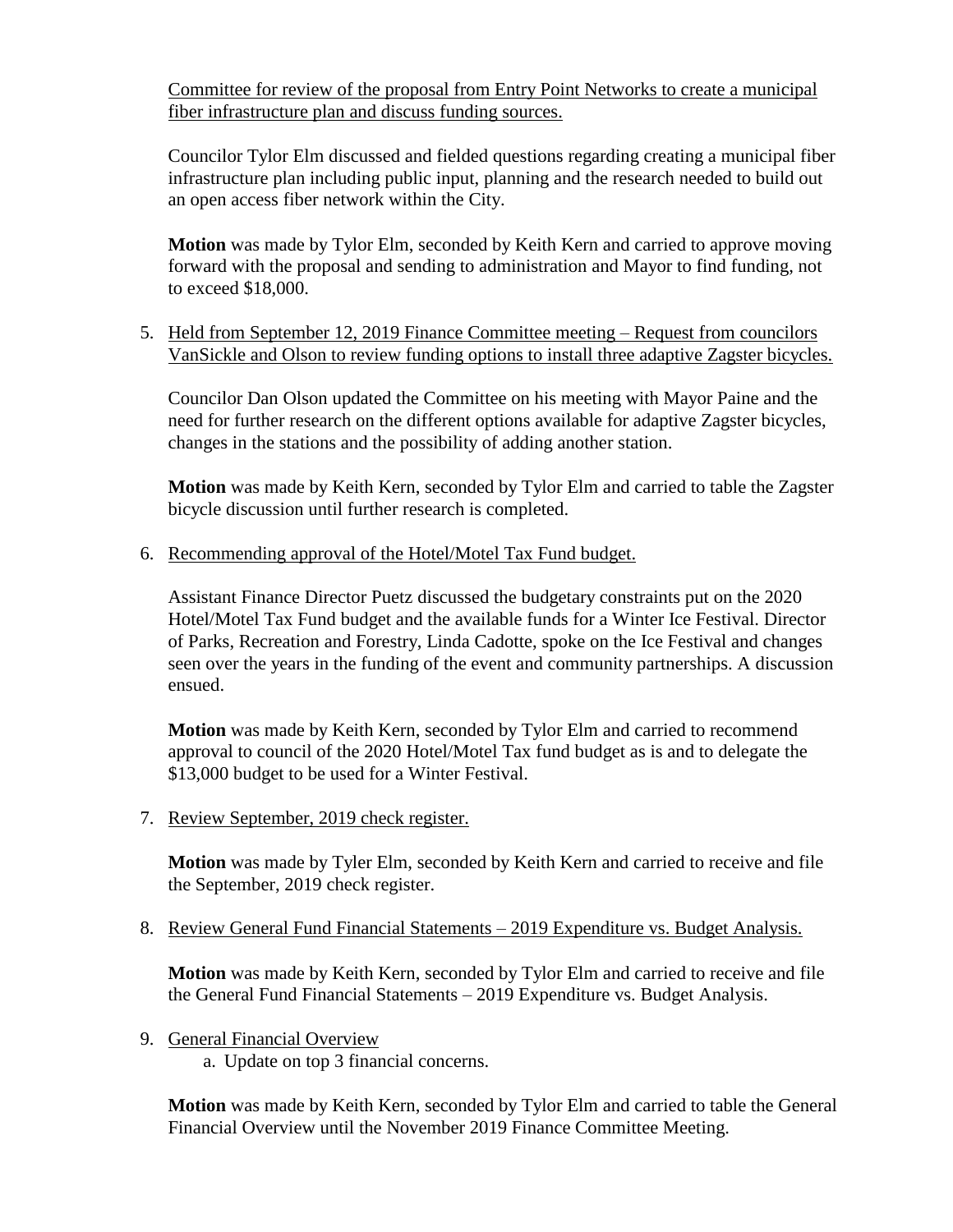Committee for review of the proposal from Entry Point Networks to create a municipal fiber infrastructure plan and discuss funding sources.

Councilor Tylor Elm discussed and fielded questions regarding creating a municipal fiber infrastructure plan including public input, planning and the research needed to build out an open access fiber network within the City.

**Motion** was made by Tylor Elm, seconded by Keith Kern and carried to approve moving forward with the proposal and sending to administration and Mayor to find funding, not to exceed $18,000.

5. Held from September 12, 2019 Finance Committee meeting – Request from councilors VanSickle and Olson to review funding options to install three adaptive Zagster bicycles.

   Councilor Dan Olson updated the Committee on his meeting with Mayor Paine and the need for further research on the different options available for adaptive Zagster bicycles, changes in the stations and the possibility of adding another station.

   **Motion** was made by Keith Kern, seconded by Tylor Elm and carried to table the Zagster bicycle discussion until further research is completed.

6. Recommending approval of the Hotel/Motel Tax Fund budget.

   Assistant Finance Director Puetz discussed the budgetary constraints put on the 2020 Hotel/Motel Tax Fund budget and the available funds for a Winter Ice Festival. Director of Parks, Recreation and Forestry, Linda Cadotte, spoke on the Ice Festival and changes seen over the years in the funding of the event and community partnerships. A discussion ensued.

   **Motion** was made by Keith Kern, seconded by Tylor Elm and carried to recommend approval to council of the 2020 Hotel/Motel Tax fund budget as is and to delegate the $13,000 budget to be used for a Winter Festival.

7. Review September, 2019 check register.

   **Motion** was made by Tyler Elm, seconded by Keith Kern and carried to receive and file the September, 2019 check register.

8. Review General Fund Financial Statements – 2019 Expenditure vs. Budget Analysis.

   **Motion** was made by Keith Kern, seconded by Tylor Elm and carried to receive and file the General Fund Financial Statements – 2019 Expenditure vs. Budget Analysis.

9. General Financial Overview
   a. Update on top 3 financial concerns.

   **Motion** was made by Keith Kern, seconded by Tylor Elm and carried to table the General Financial Overview until the November 2019 Finance Committee Meeting.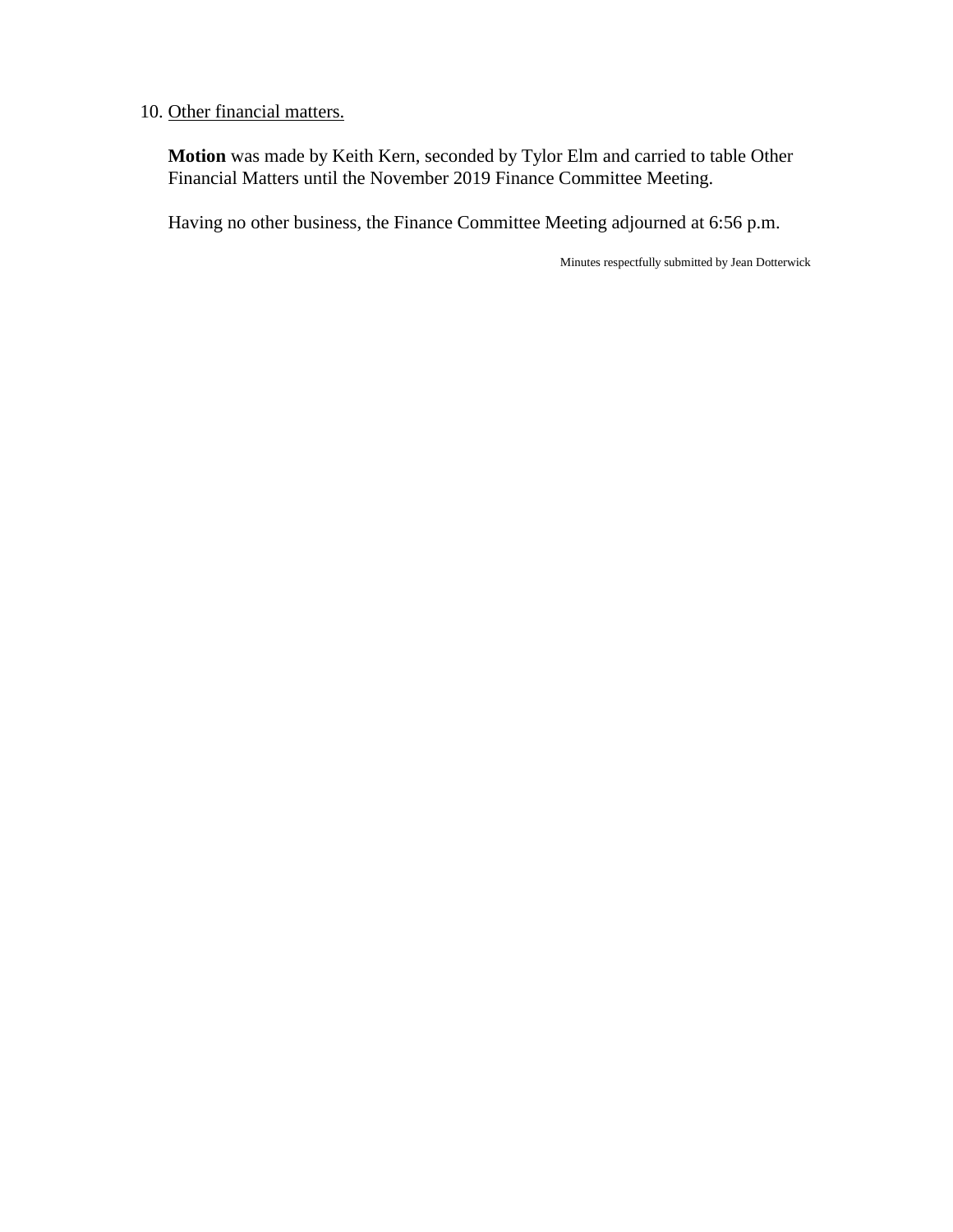10. Other financial matters.

**Motion** was made by Keith Kern, seconded by Tylor Elm and carried to table Other Financial Matters until the November 2019 Finance Committee Meeting.

Having no other business, the Finance Committee Meeting adjourned at 6:56 p.m.

Minutes respectfully submitted by Jean Dotterwick